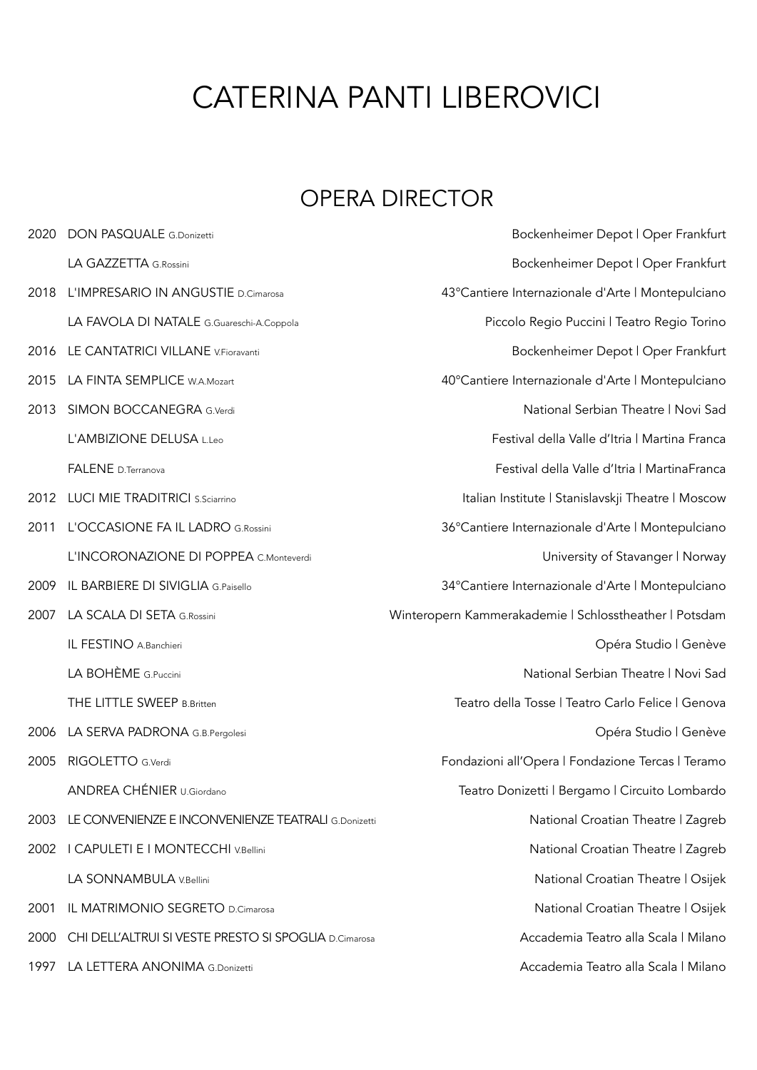# CATERINA PANTI LIBEROVICI

## OPERA DIRECTOR

| | | |
|---|---|---|
| 2020 | DON PASQUALE G.Donizetti | Bockenheimer Depot ǀ Oper Frankfurt |
| | LA GAZZETTA G.Rossini | Bockenheimer Depot ǀ Oper Frankfurt |
| 2018 | L'IMPRESARIO IN ANGUSTIE D.Cimarosa | 43°Cantiere Internazionale d'Arte ǀ Montepulciano |
| | LA FAVOLA DI NATALE G.Guareschi-A.Coppola | Piccolo Regio Puccini ǀ Teatro Regio Torino |
| 2016 | LE CANTATRICI VILLANE V.Fioravanti | Bockenheimer Depot ǀ Oper Frankfurt |
| 2015 | LA FINTA SEMPLICE W.A.Mozart | 40°Cantiere Internazionale d'Arte ǀ Montepulciano |
| 2013 | SIMON BOCCANEGRA G.Verdi | National Serbian Theatre ǀ Novi Sad |
| | L'AMBIZIONE DELUSA L.Leo | Festival della Valle d'Itria ǀ Martina Franca |
| | FALENE D.Terranova | Festival della Valle d'Itria ǀ MartinaFranca |
| 2012 | LUCI MIE TRADITRICI S.Sciarrino | Italian Institute ǀ Stanislavskji Theatre ǀ Moscow |
| 2011 | L'OCCASIONE FA IL LADRO G.Rossini | 36°Cantiere Internazionale d'Arte ǀ Montepulciano |
| | L'INCORONAZIONE DI POPPEA C.Monteverdi | University of Stavanger ǀ Norway |
| 2009 | IL BARBIERE DI SIVIGLIA G.Paisello | 34°Cantiere Internazionale d'Arte ǀ Montepulciano |
| 2007 | LA SCALA DI SETA G.Rossini | Winteropern Kammerakademie ǀ Schlosstheather ǀ Potsdam |
| | IL FESTINO A.Banchieri | Opéra Studio ǀ Genève |
| | LA BOHÈME G.Puccini | National Serbian Theatre ǀ Novi Sad |
| | THE LITTLE SWEEP B.Britten | Teatro della Tosse ǀ Teatro Carlo Felice ǀ Genova |
| 2006 | LA SERVA PADRONA G.B.Pergolesi | Opéra Studio ǀ Genève |
| 2005 | RIGOLETTO G.Verdi | Fondazioni all'Opera ǀ Fondazione Tercas ǀ Teramo |
| | ANDREA CHÉNIER U.Giordano | Teatro Donizetti ǀ Bergamo ǀ Circuito Lombardo |
| 2003 | LE CONVENIENZE E INCONVENIENZE TEATRALI G.Donizetti | National Croatian Theatre ǀ Zagreb |
| 2002 | I CAPULETI E I MONTECCHI V.Bellini | National Croatian Theatre ǀ Zagreb |
| | LA SONNAMBULA V.Bellini | National Croatian Theatre ǀ Osijek |
| 2001 | IL MATRIMONIO SEGRETO D.Cimarosa | National Croatian Theatre ǀ Osijek |
| 2000 | CHI DELL'ALTRUI SI VESTE PRESTO SI SPOGLIA D.Cimarosa | Accademia Teatro alla Scala ǀ Milano |
| 1997 | LA LETTERA ANONIMA G.Donizetti | Accademia Teatro alla Scala ǀ Milano |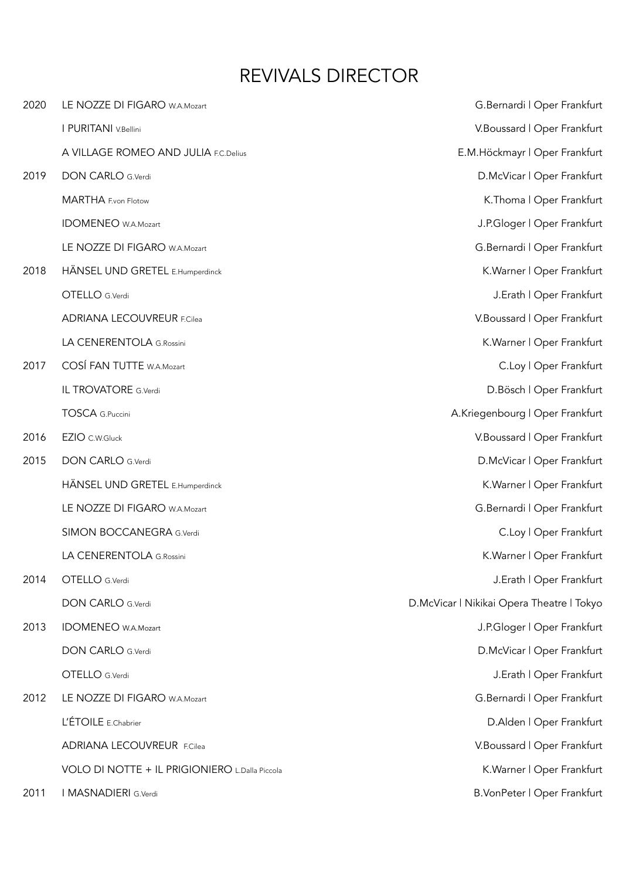# REVIVALS DIRECTOR

| | | |
|---|---|---|
| 2020 | LE NOZZE DI FIGARO W.A.Mozart | G.Bernardi \| Oper Frankfurt |
| | I PURITANI V.Bellini | V.Boussard \| Oper Frankfurt |
| | A VILLAGE ROMEO AND JULIA F.C.Delius | E.M.Höckmayr \| Oper Frankfurt |
| 2019 | DON CARLO G.Verdi | D.McVicar \| Oper Frankfurt |
| | MARTHA F.von Flotow | K.Thoma \| Oper Frankfurt |
| | IDOMENEO W.A.Mozart | J.P.Gloger \| Oper Frankfurt |
| | LE NOZZE DI FIGARO W.A.Mozart | G.Bernardi \| Oper Frankfurt |
| 2018 | HÄNSEL UND GRETEL E.Humperdinck | K.Warner \| Oper Frankfurt |
| | OTELLO G.Verdi | J.Erath \| Oper Frankfurt |
| | ADRIANA LECOUVREUR F.Cilea | V.Boussard \| Oper Frankfurt |
| | LA CENERENTOLA G.Rossini | K.Warner \| Oper Frankfurt |
| 2017 | COSÍ FAN TUTTE W.A.Mozart | C.Loy \| Oper Frankfurt |
| | IL TROVATORE G.Verdi | D.Bösch \| Oper Frankfurt |
| | TOSCA G.Puccini | A.Kriegenbourg \| Oper Frankfurt |
| 2016 | EZIO C.W.Gluck | V.Boussard \| Oper Frankfurt |
| 2015 | DON CARLO G.Verdi | D.McVicar \| Oper Frankfurt |
| | HÄNSEL UND GRETEL E.Humperdinck | K.Warner \| Oper Frankfurt |
| | LE NOZZE DI FIGARO W.A.Mozart | G.Bernardi \| Oper Frankfurt |
| | SIMON BOCCANEGRA G.Verdi | C.Loy \| Oper Frankfurt |
| | LA CENERENTOLA G.Rossini | K.Warner \| Oper Frankfurt |
| 2014 | OTELLO G.Verdi | J.Erath \| Oper Frankfurt |
| | DON CARLO G.Verdi | D.McVicar \| Nikikai Opera Theatre \| Tokyo |
| 2013 | IDOMENEO W.A.Mozart | J.P.Gloger \| Oper Frankfurt |
| | DON CARLO G.Verdi | D.McVicar \| Oper Frankfurt |
| | OTELLO G.Verdi | J.Erath \| Oper Frankfurt |
| 2012 | LE NOZZE DI FIGARO W.A.Mozart | G.Bernardi \| Oper Frankfurt |
| | L'ÉTOILE E.Chabrier | D.Alden \| Oper Frankfurt |
| | ADRIANA LECOUVREUR F.Cilea | V.Boussard \| Oper Frankfurt |
| | VOLO DI NOTTE + IL PRIGIONIERO L.Dalla Piccola | K.Warner \| Oper Frankfurt |
| 2011 | I MASNADIERI G.Verdi | B.VonPeter \| Oper Frankfurt |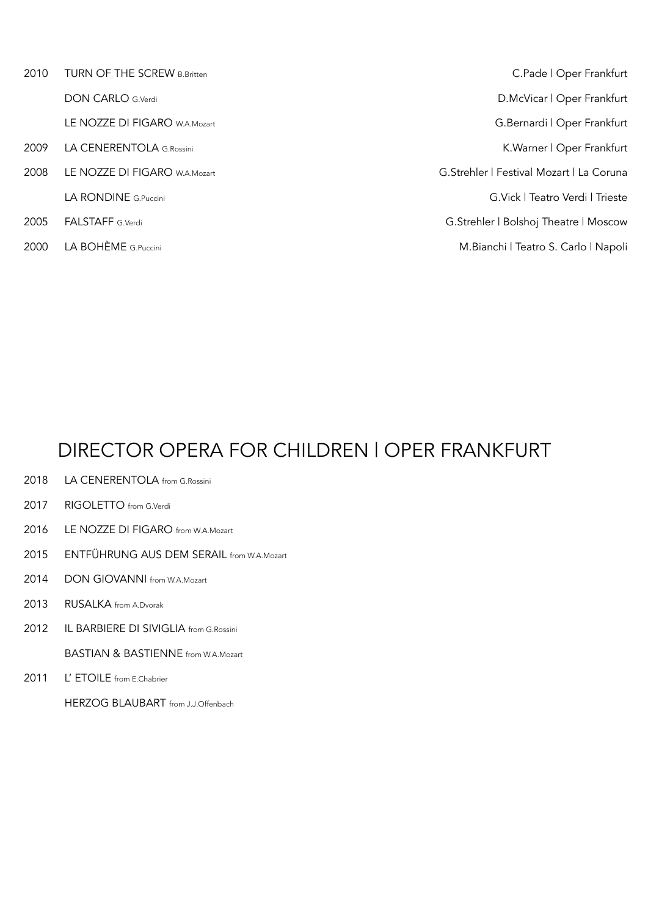| | | |
|---|---|---|
| 2010 | TURN OF THE SCREW B.Britten | C.Pade I Oper Frankfurt |
| | DON CARLO G.Verdi | D.McVicar I Oper Frankfurt |
| | LE NOZZE DI FIGARO W.A.Mozart | G.Bernardi I Oper Frankfurt |
| 2009 | LA CENERENTOLA G.Rossini | K.Warner I Oper Frankfurt |
| 2008 | LE NOZZE DI FIGARO W.A.Mozart | G.Strehler I Festival Mozart I La Coruna |
| | LA RONDINE G.Puccini | G.Vick I Teatro Verdi I Trieste |
| 2005 | FALSTAFF G.Verdi | G.Strehler I Bolshoj Theatre I Moscow |
| 2000 | LA BOHÈME G.Puccini | M.Bianchi I Teatro S. Carlo I Napoli |

## DIRECTOR OPERA FOR CHILDREN I OPER FRANKFURT

| | |
|---|---|
| 2018 | LA CENERENTOLA from G.Rossini |
| 2017 | RIGOLETTO from G.Verdi |
| 2016 | LE NOZZE DI FIGARO from W.A.Mozart |
| 2015 | ENTFÜHRUNG AUS DEM SERAIL from W.A.Mozart |
| 2014 | DON GIOVANNI from W.A.Mozart |
| 2013 | RUSALKA from A.Dvorak |
| 2012 | IL BARBIERE DI SIVIGLIA from G.Rossini |
| | BASTIAN & BASTIENNE from W.A.Mozart |
| 2011 | L' ETOILE from E.Chabrier |
| | HERZOG BLAUBART from J.J.Offenbach |